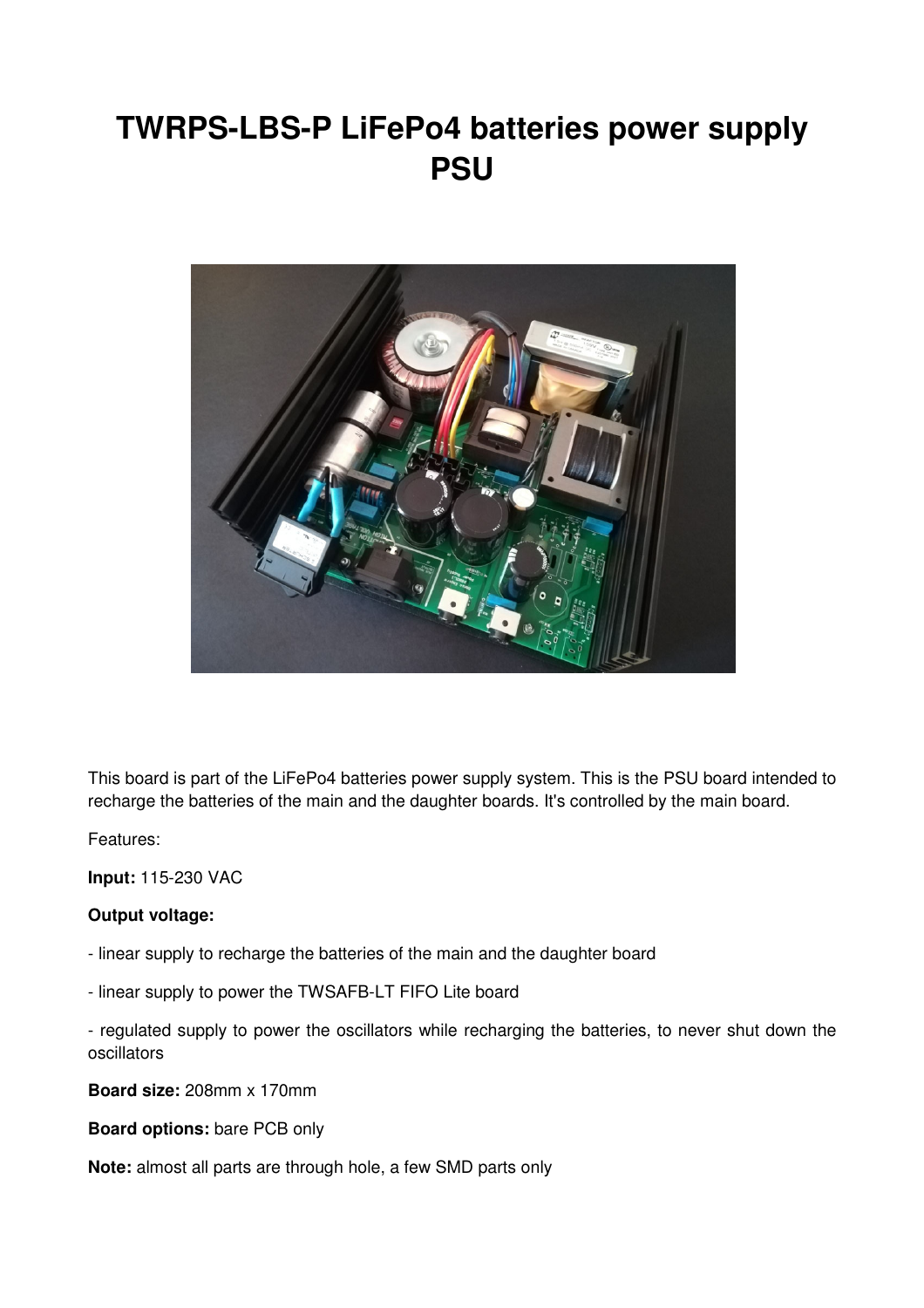# TWRPS-LBS-P LiFePo4 batteries power supply PSU

This board is part of the LiFePo4 batteries power supply system. This is the PSU board intended to recharge the batteries of the main and the daughter boards. It's controlled by the main board.

Features:

**Input:** 115-230 VAC

**Output voltage:**

- linear supply to recharge the batteries of the main and the daughter board

- linear supply to power the TWSAFB-LT FIFO Lite board

- regulated supply to power the oscillators while recharging the batteries, to never shut down the oscillators

**Board size:** 208mm x 170mm

**Board options:** bare PCB only

**Note:** almost all parts are through hole, a few SMD parts only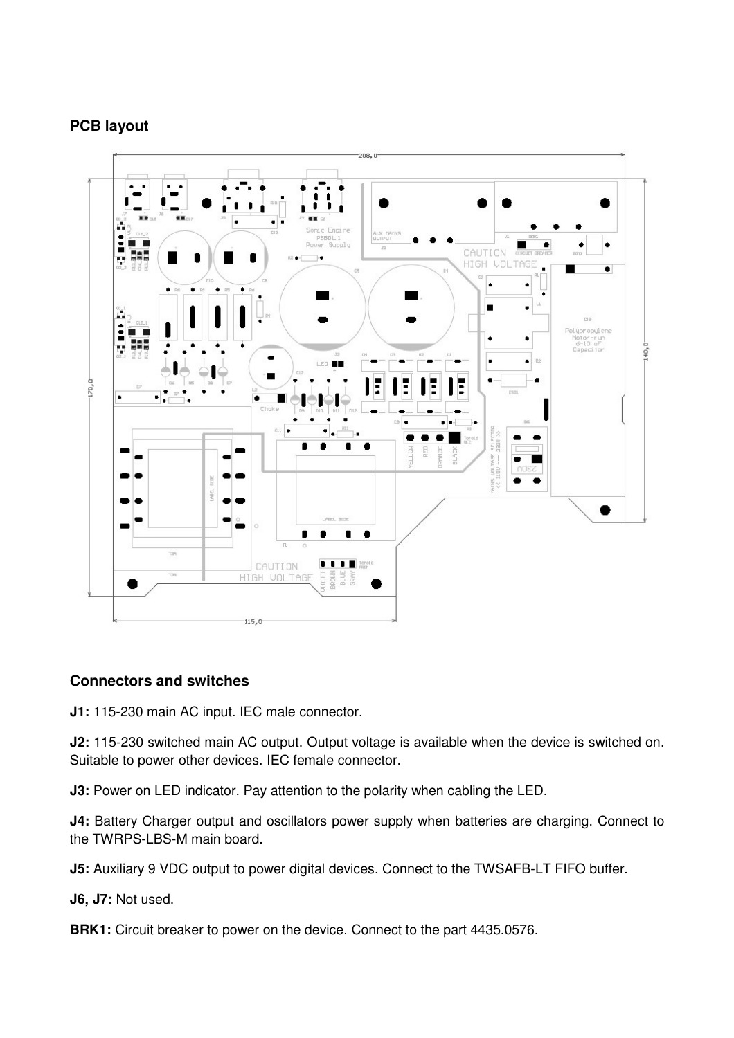## PCB layout

## Connectors and switches

**J1:** 115-230 main AC input. IEC male connector.

**J2:** 115-230 switched main AC output. Output voltage is available when the device is switched on. Suitable to power other devices. IEC female connector.

**J3:** Power on LED indicator. Pay attention to the polarity when cabling the LED.

**J4:** Battery Charger output and oscillators power supply when batteries are charging. Connect to the TWRPS-LBS-M main board.

**J5:** Auxiliary 9 VDC output to power digital devices. Connect to the TWSAFB-LT FIFO buffer.

**J6, J7:** Not used.

**BRK1:** Circuit breaker to power on the device. Connect to the part 4435.0576.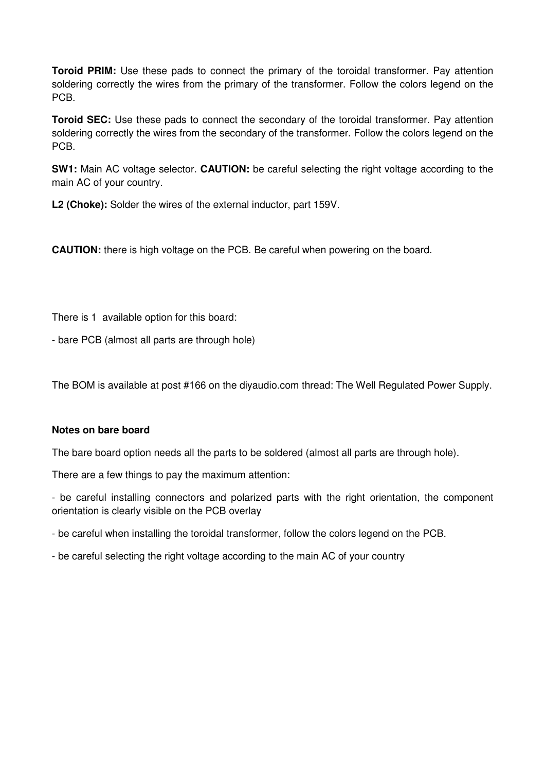**Toroid PRIM:** Use these pads to connect the primary of the toroidal transformer. Pay attention soldering correctly the wires from the primary of the transformer. Follow the colors legend on the PCB.

**Toroid SEC:** Use these pads to connect the secondary of the toroidal transformer. Pay attention soldering correctly the wires from the secondary of the transformer. Follow the colors legend on the PCB.

**SW1:** Main AC voltage selector. **CAUTION:** be careful selecting the right voltage according to the main AC of your country.

**L2 (Choke):** Solder the wires of the external inductor, part 159V.

**CAUTION:** there is high voltage on the PCB. Be careful when powering on the board.

There is 1 available option for this board:

- bare PCB (almost all parts are through hole)

The BOM is available at post #166 on the diyaudio.com thread: The Well Regulated Power Supply.

**Notes on bare board**

The bare board option needs all the parts to be soldered (almost all parts are through hole).

There are a few things to pay the maximum attention:

- be careful installing connectors and polarized parts with the right orientation, the component orientation is clearly visible on the PCB overlay
- be careful when installing the toroidal transformer, follow the colors legend on the PCB.
- be careful selecting the right voltage according to the main AC of your country